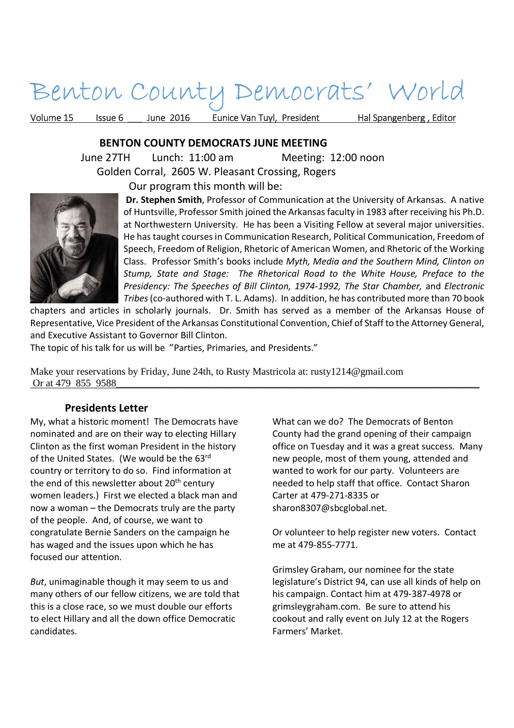# Benton County Democrats' World

Volume 15 Issue 6 June 2016 Eunice Van Tuyl, President Hal Spangenberg , Editor

## BENTON COUNTY DEMOCRATS JUNE MEETING

June 27TH Lunch: 11:00 am Meeting: 12:00 noon

Golden Corral, 2605 W. Pleasant Crossing, Rogers

Our program this month will be:

**Dr. Stephen Smith**, Professor of Communication at the University of Arkansas. A native of Huntsville, Professor Smith joined the Arkansas faculty in 1983 after receiving his Ph.D. at Northwestern University. He has been a Visiting Fellow at several major universities. He has taught courses in Communication Research, Political Communication, Freedom of Speech, Freedom of Religion, Rhetoric of American Women, and Rhetoric of the Working Class. Professor Smith's books include *Myth, Media and the Southern Mind, Clinton on Stump, State and Stage: The Rhetorical Road to the White House, Preface to the Presidency: The Speeches of Bill Clinton, 1974-1992, The Star Chamber,* and *Electronic Tribes* (co-authored with T. L. Adams). In addition, he has contributed more than 70 book chapters and articles in scholarly journals. Dr. Smith has served as a member of the Arkansas House of Representative, Vice President of the Arkansas Constitutional Convention, Chief of Staff to the Attorney General, and Executive Assistant to Governor Bill Clinton.

The topic of his talk for us will be "Parties, Primaries, and Presidents."

Make your reservations by Friday, June 24th, to Rusty Mastricola at: rusty1214@gmail.com Or at 479 855 9588

### Presidents Letter

My, what a historic moment! The Democrats have nominated and are on their way to electing Hillary Clinton as the first woman President in the history of the United States. (We would be the 63rd country or territory to do so. Find information at the end of this newsletter about 20th century women leaders.) First we elected a black man and now a woman – the Democrats truly are the party of the people. And, of course, we want to congratulate Bernie Sanders on the campaign he has waged and the issues upon which he has focused our attention.

*But*, unimaginable though it may seem to us and many others of our fellow citizens, we are told that this is a close race, so we must double our efforts to elect Hillary and all the down office Democratic candidates.

What can we do? The Democrats of Benton County had the grand opening of their campaign office on Tuesday and it was a great success. Many new people, most of them young, attended and wanted to work for our party. Volunteers are needed to help staff that office. Contact Sharon Carter at 479-271-8335 or sharon8307@sbcglobal.net.

Or volunteer to help register new voters. Contact me at 479-855-7771.

Grimsley Graham, our nominee for the state legislature's District 94, can use all kinds of help on his campaign. Contact him at 479-387-4978 or grimsleygraham.com. Be sure to attend his cookout and rally event on July 12 at the Rogers Farmers' Market.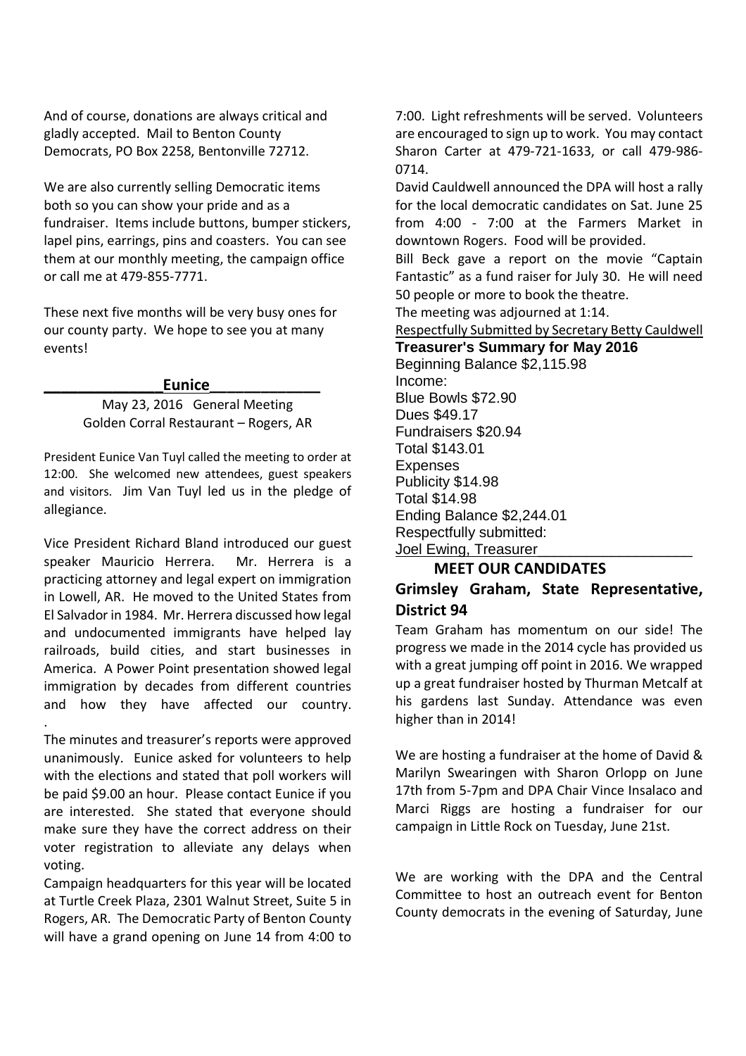And of course, donations are always critical and gladly accepted. Mail to Benton County Democrats, PO Box 2258, Bentonville 72712.

We are also currently selling Democratic items both so you can show your pride and as a fundraiser. Items include buttons, bumper stickers, lapel pins, earrings, pins and coasters. You can see them at our monthly meeting, the campaign office or call me at 479-855-7771.

These next five months will be very busy ones for our county party. We hope to see you at many events!

**Eunice**

May 23, 2016 General Meeting
Golden Corral Restaurant – Rogers, AR

President Eunice Van Tuyl called the meeting to order at 12:00. She welcomed new attendees, guest speakers and visitors. Jim Van Tuyl led us in the pledge of allegiance.

Vice President Richard Bland introduced our guest speaker Mauricio Herrera. Mr. Herrera is a practicing attorney and legal expert on immigration in Lowell, AR. He moved to the United States from El Salvador in 1984. Mr. Herrera discussed how legal and undocumented immigrants have helped lay railroads, build cities, and start businesses in America. A Power Point presentation showed legal immigration by decades from different countries and how they have affected our country.

The minutes and treasurer's reports were approved unanimously. Eunice asked for volunteers to help with the elections and stated that poll workers will be paid $9.00 an hour. Please contact Eunice if you are interested. She stated that everyone should make sure they have the correct address on their voter registration to alleviate any delays when voting.

Campaign headquarters for this year will be located at Turtle Creek Plaza, 2301 Walnut Street, Suite 5 in Rogers, AR. The Democratic Party of Benton County will have a grand opening on June 14 from 4:00 to 7:00. Light refreshments will be served. Volunteers are encouraged to sign up to work. You may contact Sharon Carter at 479-721-1633, or call 479-986-0714.

David Cauldwell announced the DPA will host a rally for the local democratic candidates on Sat. June 25 from 4:00 - 7:00 at the Farmers Market in downtown Rogers. Food will be provided.

Bill Beck gave a report on the movie "Captain Fantastic" as a fund raiser for July 30. He will need 50 people or more to book the theatre.

The meeting was adjourned at 1:14.

Respectfully Submitted by Secretary Betty Cauldwell

**Treasurer's Summary for May 2016**

Beginning Balance $2,115.98
Income:
Blue Bowls $72.90
Dues $49.17
Fundraisers $20.94
Total $143.01
Expenses
Publicity $14.98
Total $14.98
Ending Balance $2,244.01
Respectfully submitted:
Joel Ewing, Treasurer

## MEET OUR CANDIDATES

### Grimsley Graham, State Representative, District 94

Team Graham has momentum on our side! The progress we made in the 2014 cycle has provided us with a great jumping off point in 2016. We wrapped up a great fundraiser hosted by Thurman Metcalf at his gardens last Sunday. Attendance was even higher than in 2014!

We are hosting a fundraiser at the home of David & Marilyn Swearingen with Sharon Orlopp on June 17th from 5-7pm and DPA Chair Vince Insalaco and Marci Riggs are hosting a fundraiser for our campaign in Little Rock on Tuesday, June 21st.

We are working with the DPA and the Central Committee to host an outreach event for Benton County democrats in the evening of Saturday, June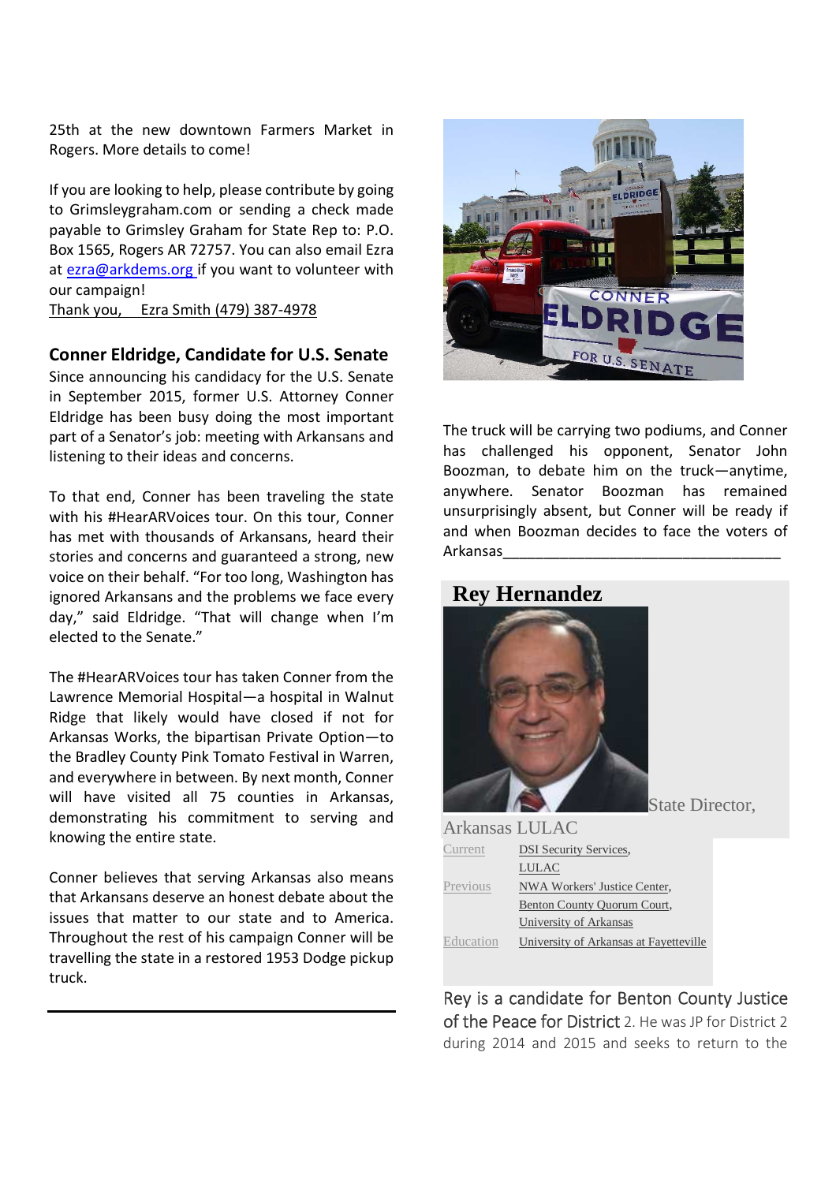25th at the new downtown Farmers Market in Rogers. More details to come!

If you are looking to help, please contribute by going to Grimsleygraham.com or sending a check made payable to Grimsley Graham for State Rep to: P.O. Box 1565, Rogers AR 72757. You can also email Ezra at ezra@arkdems.org if you want to volunteer with our campaign!

Thank you, Ezra Smith (479) 387-4978

## Conner Eldridge, Candidate for U.S. Senate

Since announcing his candidacy for the U.S. Senate in September 2015, former U.S. Attorney Conner Eldridge has been busy doing the most important part of a Senator's job: meeting with Arkansans and listening to their ideas and concerns.

To that end, Conner has been traveling the state with his #HearARVoices tour. On this tour, Conner has met with thousands of Arkansans, heard their stories and concerns and guaranteed a strong, new voice on their behalf. "For too long, Washington has ignored Arkansans and the problems we face every day," said Eldridge. "That will change when I'm elected to the Senate."

The #HearARVoices tour has taken Conner from the Lawrence Memorial Hospital—a hospital in Walnut Ridge that likely would have closed if not for Arkansas Works, the bipartisan Private Option—to the Bradley County Pink Tomato Festival in Warren, and everywhere in between. By next month, Conner will have visited all 75 counties in Arkansas, demonstrating his commitment to serving and knowing the entire state.

Conner believes that serving Arkansas also means that Arkansans deserve an honest debate about the issues that matter to our state and to America. Throughout the rest of his campaign Conner will be travelling the state in a restored 1953 Dodge pickup truck.

The truck will be carrying two podiums, and Conner has challenged his opponent, Senator John Boozman, to debate him on the truck—anytime, anywhere. Senator Boozman has remained unsurprisingly absent, but Conner will be ready if and when Boozman decides to face the voters of Arkansas

---

## Rey Hernandez

State Director, Arkansas LULAC

| | |
|---|---|
| Current | DSI Security Services, LULAC |
| Previous | NWA Workers' Justice Center, Benton County Quorum Court, University of Arkansas |
| Education | University of Arkansas at Fayetteville |

Rey is a candidate for Benton County Justice of the Peace for District 2. He was JP for District 2 during 2014 and 2015 and seeks to return to the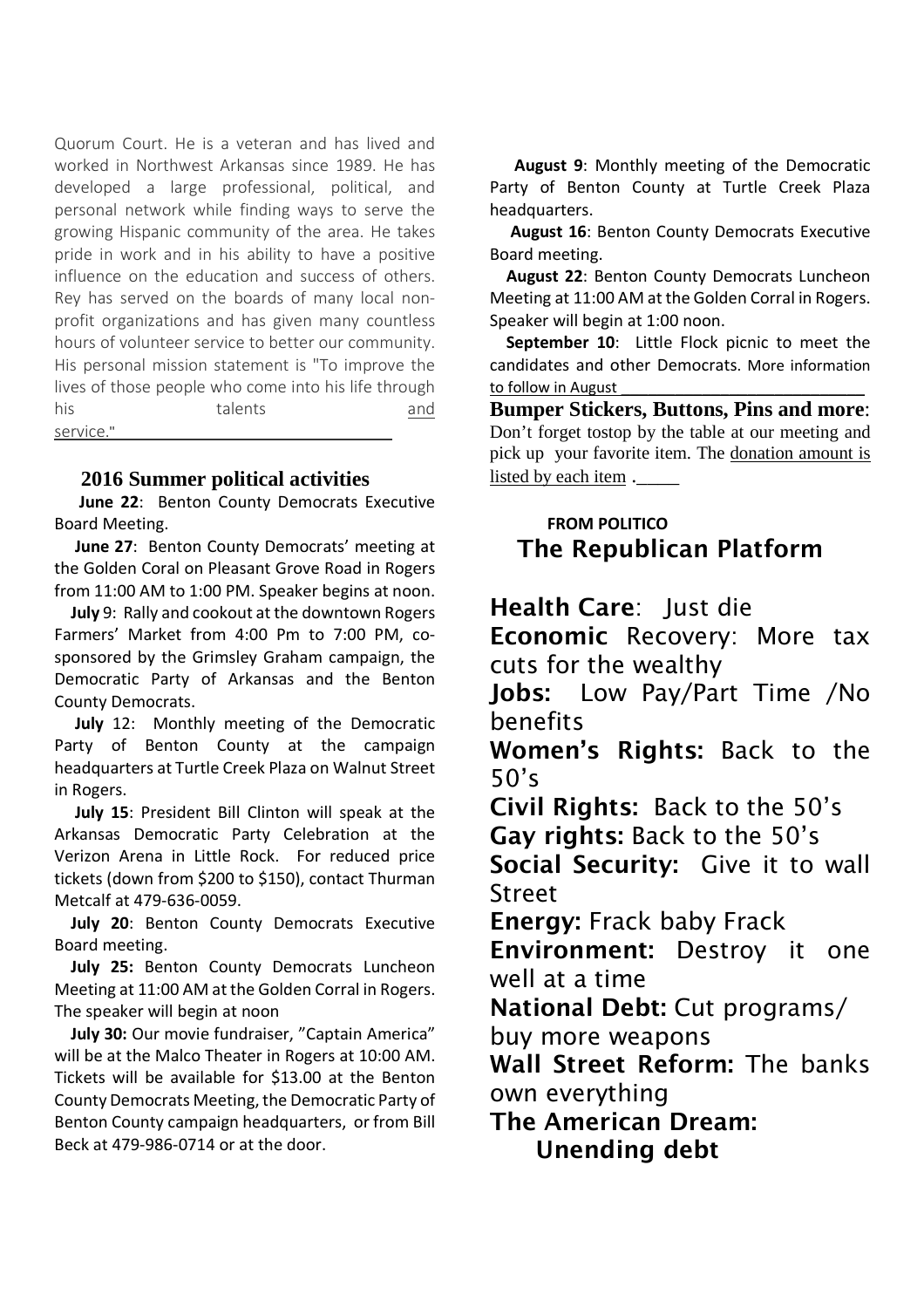Quorum Court. He is a veteran and has lived and worked in Northwest Arkansas since 1989. He has developed a large professional, political, and personal network while finding ways to serve the growing Hispanic community of the area. He takes pride in work and in his ability to have a positive influence on the education and success of others. Rey has served on the boards of many local non-profit organizations and has given many countless hours of volunteer service to better our community. His personal mission statement is "To improve the lives of those people who come into his life through his talents and service."

## 2016 Summer political activities

**June 22**: Benton County Democrats Executive Board Meeting.

**June 27**: Benton County Democrats' meeting at the Golden Coral on Pleasant Grove Road in Rogers from 11:00 AM to 1:00 PM. Speaker begins at noon.

**July** 9: Rally and cookout at the downtown Rogers Farmers' Market from 4:00 Pm to 7:00 PM, co-sponsored by the Grimsley Graham campaign, the Democratic Party of Arkansas and the Benton County Democrats.

**July** 12: Monthly meeting of the Democratic Party of Benton County at the campaign headquarters at Turtle Creek Plaza on Walnut Street in Rogers.

**July 15**: President Bill Clinton will speak at the Arkansas Democratic Party Celebration at the Verizon Arena in Little Rock. For reduced price tickets (down from $200 to $150), contact Thurman Metcalf at 479-636-0059.

**July 20**: Benton County Democrats Executive Board meeting.

**July 25:** Benton County Democrats Luncheon Meeting at 11:00 AM at the Golden Corral in Rogers. The speaker will begin at noon

**July 30:** Our movie fundraiser, "Captain America" will be at the Malco Theater in Rogers at 10:00 AM. Tickets will be available for $13.00 at the Benton County Democrats Meeting, the Democratic Party of Benton County campaign headquarters, or from Bill Beck at 479-986-0714 or at the door.

**August 9**: Monthly meeting of the Democratic Party of Benton County at Turtle Creek Plaza headquarters.

**August 16**: Benton County Democrats Executive Board meeting.

**August 22**: Benton County Democrats Luncheon Meeting at 11:00 AM at the Golden Corral in Rogers. Speaker will begin at 1:00 noon.

**September 10**: Little Flock picnic to meet the candidates and other Democrats. More information to follow in August

**Bumper Stickers, Buttons, Pins and more**: Don't forget tostop by the table at our meeting and pick up your favorite item. The donation amount is listed by each item .

**FROM POLITICO**

## The Republican Platform

**Health Care**: Just die

**Economic** Recovery: More tax cuts for the wealthy

**Jobs:** Low Pay/Part Time /No benefits

**Women's Rights:** Back to the 50's

**Civil Rights:** Back to the 50's

**Gay rights:** Back to the 50's

**Social Security:** Give it to wall Street

**Energy:** Frack baby Frack

**Environment:** Destroy it one well at a time

**National Debt:** Cut programs/ buy more weapons

**Wall Street Reform:** The banks own everything

**The American Dream: Unending debt**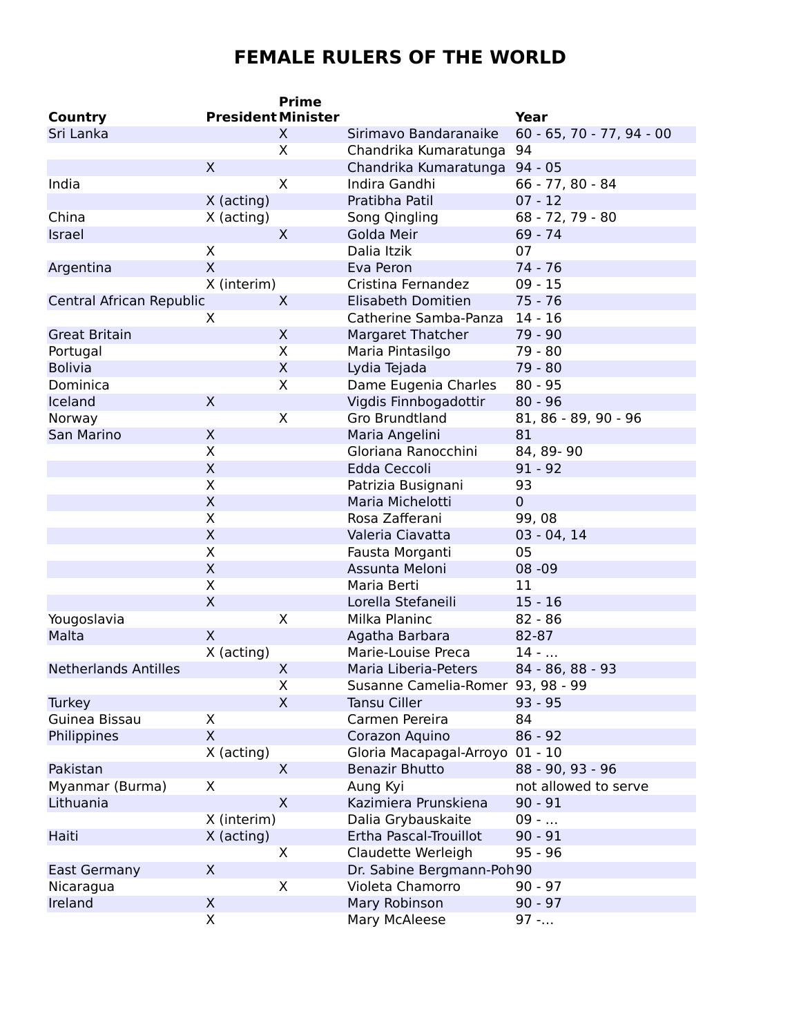# FEMALE RULERS OF THE WORLD

| Country | President | Prime Minister | | Year |
|---|---|---|---|---|
| Sri Lanka | | X | Sirimavo Bandaranaike | 60 - 65, 70 - 77, 94 - 00 |
| | | X | Chandrika Kumaratunga | 94 |
| | X | | Chandrika Kumaratunga | 94 - 05 |
| India | | X | Indira Gandhi | 66 - 77, 80 - 84 |
| | X (acting) | | Pratibha Patil | 07 - 12 |
| China | X (acting) | | Song Qingling | 68 - 72, 79 - 80 |
| Israel | | X | Golda Meir | 69 - 74 |
| | X | | Dalia Itzik | 07 |
| Argentina | X | | Eva Peron | 74 - 76 |
| | X (interim) | | Cristina Fernandez | 09 - 15 |
| Central African Republic | | X | Elisabeth Domitien | 75 - 76 |
| | X | | Catherine Samba-Panza | 14 - 16 |
| Great Britain | | X | Margaret Thatcher | 79 - 90 |
| Portugal | | X | Maria Pintasilgo | 79 - 80 |
| Bolivia | | X | Lydia Tejada | 79 - 80 |
| Dominica | | X | Dame Eugenia Charles | 80 - 95 |
| Iceland | X | | Vigdis Finnbogadottir | 80 - 96 |
| Norway | | X | Gro Brundtland | 81, 86 - 89, 90 - 96 |
| San Marino | X | | Maria Angelini | 81 |
| | X | | Gloriana Ranocchini | 84, 89- 90 |
| | X | | Edda Ceccoli | 91 - 92 |
| | X | | Patrizia Busignani | 93 |
| | X | | Maria Michelotti | 0 |
| | X | | Rosa Zafferani | 99, 08 |
| | X | | Valeria Ciavatta | 03 - 04, 14 |
| | X | | Fausta Morganti | 05 |
| | X | | Assunta Meloni | 08 -09 |
| | X | | Maria Berti | 11 |
| | X | | Lorella Stefaneili | 15 - 16 |
| Yougoslavia | | X | Milka Planinc | 82 - 86 |
| Malta | X | | Agatha Barbara | 82-87 |
| | X (acting) | | Marie-Louise Preca | 14 - ... |
| Netherlands Antilles | | X | Maria Liberia-Peters | 84 - 86, 88 - 93 |
| | | X | Susanne Camelia-Romer | 93, 98 - 99 |
| Turkey | | X | Tansu Ciller | 93 - 95 |
| Guinea Bissau | X | | Carmen Pereira | 84 |
| Philippines | X | | Corazon Aquino | 86 - 92 |
| | X (acting) | | Gloria Macapagal-Arroyo | 01 - 10 |
| Pakistan | | X | Benazir Bhutto | 88 - 90, 93 - 96 |
| Myanmar (Burma) | X | | Aung Kyi | not allowed to serve |
| Lithuania | | X | Kazimiera Prunskiena | 90 - 91 |
| | X (interim) | | Dalia Grybauskaite | 09 - ... |
| Haiti | X (acting) | | Ertha Pascal-Trouillot | 90 - 91 |
| | | X | Claudette Werleigh | 95 - 96 |
| East Germany | X | | Dr. Sabine Bergmann-Pohl | 90 |
| Nicaragua | | X | Violeta Chamorro | 90 - 97 |
| Ireland | X | | Mary Robinson | 90 - 97 |
| | X | | Mary McAleese | 97 -... |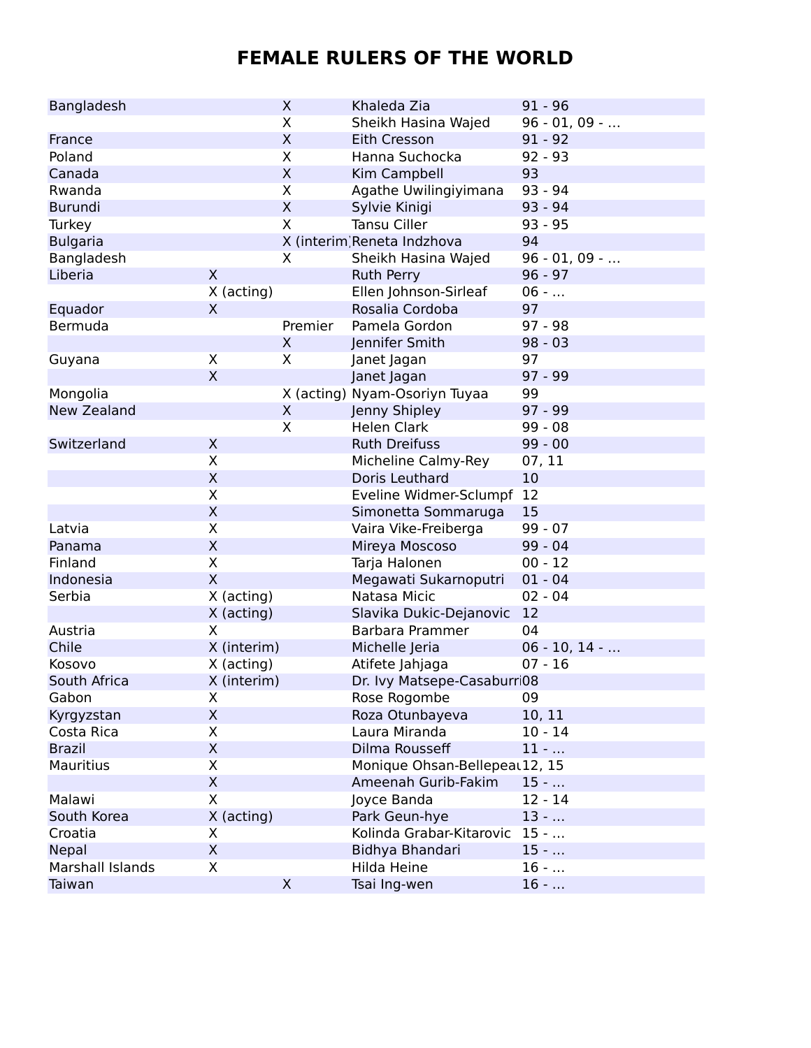# FEMALE RULERS OF THE WORLD

| | | | | |
|---|---|---|---|---|
| Bangladesh | | X | Khaleda Zia | 91 - 96 |
| | | X | Sheikh Hasina Wajed | 96 - 01, 09 - … |
| France | | X | Eith Cresson | 91 - 92 |
| Poland | | X | Hanna Suchocka | 92 - 93 |
| Canada | | X | Kim Campbell | 93 |
| Rwanda | | X | Agathe Uwilingiyimana | 93 - 94 |
| Burundi | | X | Sylvie Kinigi | 93 - 94 |
| Turkey | | X | Tansu Ciller | 93 - 95 |
| Bulgaria | | X (interim) | Reneta Indzhova | 94 |
| Bangladesh | | X | Sheikh Hasina Wajed | 96 - 01, 09 - … |
| Liberia | X | | Ruth Perry | 96 - 97 |
| | X (acting) | | Ellen Johnson-Sirleaf | 06 - … |
| Equador | X | | Rosalia Cordoba | 97 |
| Bermuda | | Premier | Pamela Gordon | 97 - 98 |
| | | X | Jennifer Smith | 98 - 03 |
| Guyana | X | X | Janet Jagan | 97 |
| | X | | Janet Jagan | 97 - 99 |
| Mongolia | | X (acting) | Nyam-Osoriyn Tuyaa | 99 |
| New Zealand | | X | Jenny Shipley | 97 - 99 |
| | | X | Helen Clark | 99 - 08 |
| Switzerland | X | | Ruth Dreifuss | 99 - 00 |
| | X | | Micheline Calmy-Rey | 07, 11 |
| | X | | Doris Leuthard | 10 |
| | X | | Eveline Widmer-Sclumpf | 12 |
| | X | | Simonetta Sommaruga | 15 |
| Latvia | X | | Vaira Vike-Freiberga | 99 - 07 |
| Panama | X | | Mireya Moscoso | 99 - 04 |
| Finland | X | | Tarja Halonen | 00 - 12 |
| Indonesia | X | | Megawati Sukarnoputri | 01 - 04 |
| Serbia | X (acting) | | Natasa Micic | 02 - 04 |
| | X (acting) | | Slavika Dukic-Dejanovic | 12 |
| Austria | X | | Barbara Prammer | 04 |
| Chile | X (interim) | | Michelle Jeria | 06 - 10, 14 - … |
| Kosovo | X (acting) | | Atifete Jahjaga | 07 - 16 |
| South Africa | X (interim) | | Dr. Ivy Matsepe-Casaburri | 08 |
| Gabon | X | | Rose Rogombe | 09 |
| Kyrgyzstan | X | | Roza Otunbayeva | 10, 11 |
| Costa Rica | X | | Laura Miranda | 10 - 14 |
| Brazil | X | | Dilma Rousseff | 11 - … |
| Mauritius | X | | Monique Ohsan-Bellepeau | 12, 15 |
| | X | | Ameenah Gurib-Fakim | 15 - … |
| Malawi | X | | Joyce Banda | 12 - 14 |
| South Korea | X (acting) | | Park Geun-hye | 13 - … |
| Croatia | X | | Kolinda Grabar-Kitarovic | 15 - … |
| Nepal | X | | Bidhya Bhandari | 15 - … |
| Marshall Islands | X | | Hilda Heine | 16 - … |
| Taiwan | | X | Tsai Ing-wen | 16 - … |